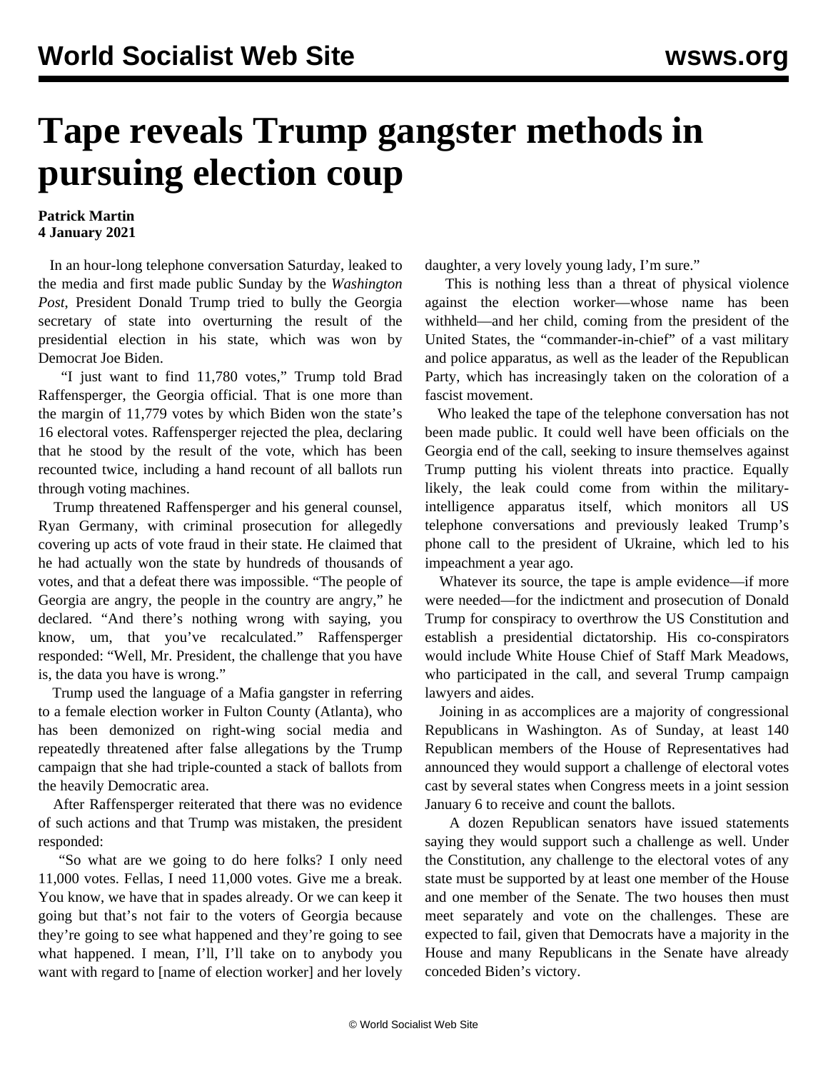# Tape reveals Trump gangster methods in pursuing election coup

**Patrick Martin**
**4 January 2021**

In an hour-long telephone conversation Saturday, leaked to the media and first made public Sunday by the *Washington Post*, President Donald Trump tried to bully the Georgia secretary of state into overturning the result of the presidential election in his state, which was won by Democrat Joe Biden.

"I just want to find 11,780 votes," Trump told Brad Raffensperger, the Georgia official. That is one more than the margin of 11,779 votes by which Biden won the state's 16 electoral votes. Raffensperger rejected the plea, declaring that he stood by the result of the vote, which has been recounted twice, including a hand recount of all ballots run through voting machines.

Trump threatened Raffensperger and his general counsel, Ryan Germany, with criminal prosecution for allegedly covering up acts of vote fraud in their state. He claimed that he had actually won the state by hundreds of thousands of votes, and that a defeat there was impossible. "The people of Georgia are angry, the people in the country are angry," he declared. "And there's nothing wrong with saying, you know, um, that you've recalculated." Raffensperger responded: "Well, Mr. President, the challenge that you have is, the data you have is wrong."

Trump used the language of a Mafia gangster in referring to a female election worker in Fulton County (Atlanta), who has been demonized on right-wing social media and repeatedly threatened after false allegations by the Trump campaign that she had triple-counted a stack of ballots from the heavily Democratic area.

After Raffensperger reiterated that there was no evidence of such actions and that Trump was mistaken, the president responded:

"So what are we going to do here folks? I only need 11,000 votes. Fellas, I need 11,000 votes. Give me a break. You know, we have that in spades already. Or we can keep it going but that's not fair to the voters of Georgia because they're going to see what happened and they're going to see what happened. I mean, I'll, I'll take on to anybody you want with regard to [name of election worker] and her lovely daughter, a very lovely young lady, I'm sure."

This is nothing less than a threat of physical violence against the election worker—whose name has been withheld—and her child, coming from the president of the United States, the "commander-in-chief" of a vast military and police apparatus, as well as the leader of the Republican Party, which has increasingly taken on the coloration of a fascist movement.

Who leaked the tape of the telephone conversation has not been made public. It could well have been officials on the Georgia end of the call, seeking to insure themselves against Trump putting his violent threats into practice. Equally likely, the leak could come from within the military-intelligence apparatus itself, which monitors all US telephone conversations and previously leaked Trump's phone call to the president of Ukraine, which led to his impeachment a year ago.

Whatever its source, the tape is ample evidence—if more were needed—for the indictment and prosecution of Donald Trump for conspiracy to overthrow the US Constitution and establish a presidential dictatorship. His co-conspirators would include White House Chief of Staff Mark Meadows, who participated in the call, and several Trump campaign lawyers and aides.

Joining in as accomplices are a majority of congressional Republicans in Washington. As of Sunday, at least 140 Republican members of the House of Representatives had announced they would support a challenge of electoral votes cast by several states when Congress meets in a joint session January 6 to receive and count the ballots.

A dozen Republican senators have issued statements saying they would support such a challenge as well. Under the Constitution, any challenge to the electoral votes of any state must be supported by at least one member of the House and one member of the Senate. The two houses then must meet separately and vote on the challenges. These are expected to fail, given that Democrats have a majority in the House and many Republicans in the Senate have already conceded Biden's victory.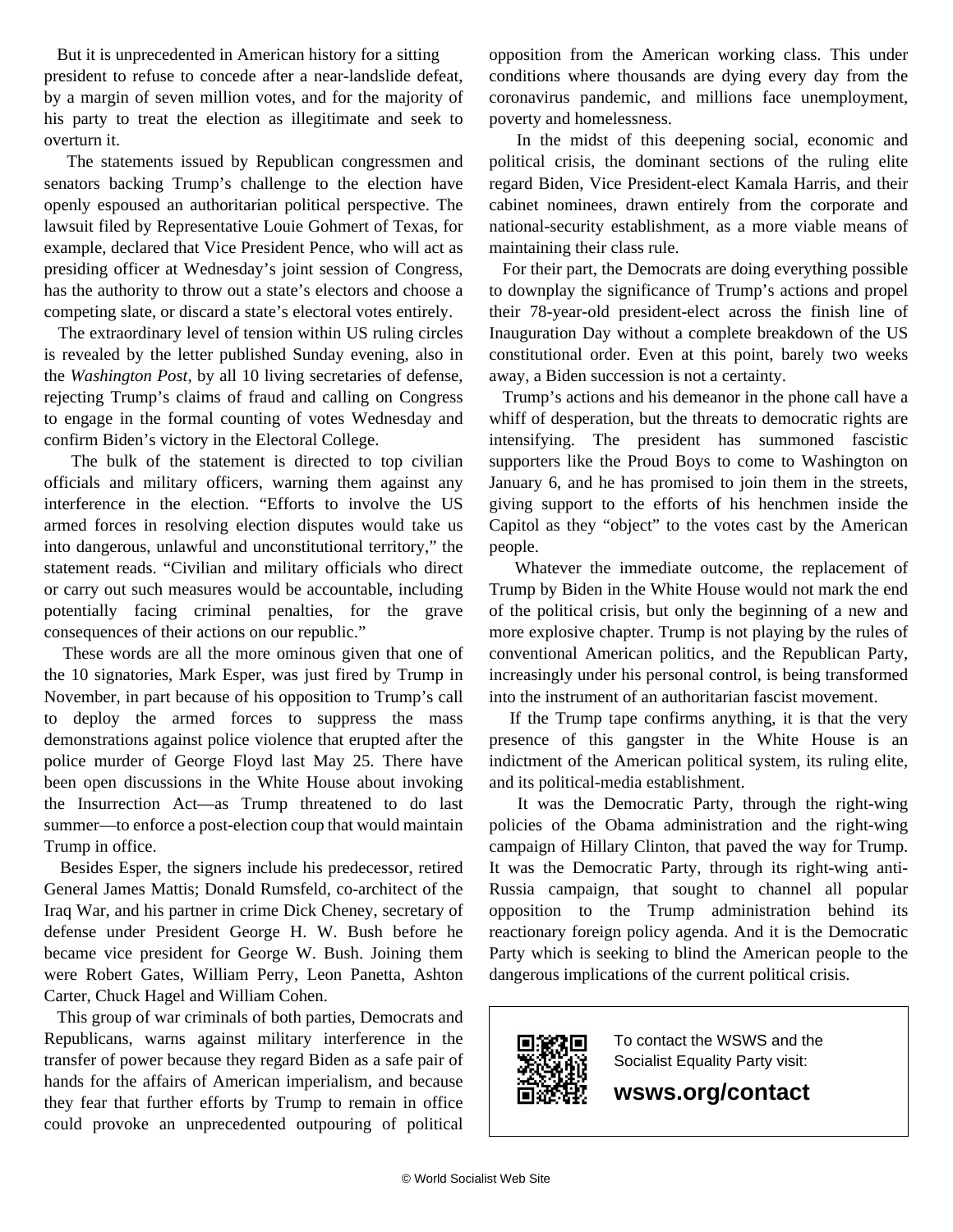But it is unprecedented in American history for a sitting president to refuse to concede after a near-landslide defeat, by a margin of seven million votes, and for the majority of his party to treat the election as illegitimate and seek to overturn it.

The statements issued by Republican congressmen and senators backing Trump's challenge to the election have openly espoused an authoritarian political perspective. The lawsuit filed by Representative Louie Gohmert of Texas, for example, declared that Vice President Pence, who will act as presiding officer at Wednesday's joint session of Congress, has the authority to throw out a state's electors and choose a competing slate, or discard a state's electoral votes entirely.

The extraordinary level of tension within US ruling circles is revealed by the letter published Sunday evening, also in the *Washington Post*, by all 10 living secretaries of defense, rejecting Trump's claims of fraud and calling on Congress to engage in the formal counting of votes Wednesday and confirm Biden's victory in the Electoral College.

The bulk of the statement is directed to top civilian officials and military officers, warning them against any interference in the election. "Efforts to involve the US armed forces in resolving election disputes would take us into dangerous, unlawful and unconstitutional territory," the statement reads. "Civilian and military officials who direct or carry out such measures would be accountable, including potentially facing criminal penalties, for the grave consequences of their actions on our republic."

These words are all the more ominous given that one of the 10 signatories, Mark Esper, was just fired by Trump in November, in part because of his opposition to Trump's call to deploy the armed forces to suppress the mass demonstrations against police violence that erupted after the police murder of George Floyd last May 25. There have been open discussions in the White House about invoking the Insurrection Act—as Trump threatened to do last summer—to enforce a post-election coup that would maintain Trump in office.

Besides Esper, the signers include his predecessor, retired General James Mattis; Donald Rumsfeld, co-architect of the Iraq War, and his partner in crime Dick Cheney, secretary of defense under President George H. W. Bush before he became vice president for George W. Bush. Joining them were Robert Gates, William Perry, Leon Panetta, Ashton Carter, Chuck Hagel and William Cohen.

This group of war criminals of both parties, Democrats and Republicans, warns against military interference in the transfer of power because they regard Biden as a safe pair of hands for the affairs of American imperialism, and because they fear that further efforts by Trump to remain in office could provoke an unprecedented outpouring of political opposition from the American working class. This under conditions where thousands are dying every day from the coronavirus pandemic, and millions face unemployment, poverty and homelessness.

In the midst of this deepening social, economic and political crisis, the dominant sections of the ruling elite regard Biden, Vice President-elect Kamala Harris, and their cabinet nominees, drawn entirely from the corporate and national-security establishment, as a more viable means of maintaining their class rule.

For their part, the Democrats are doing everything possible to downplay the significance of Trump's actions and propel their 78-year-old president-elect across the finish line of Inauguration Day without a complete breakdown of the US constitutional order. Even at this point, barely two weeks away, a Biden succession is not a certainty.

Trump's actions and his demeanor in the phone call have a whiff of desperation, but the threats to democratic rights are intensifying. The president has summoned fascistic supporters like the Proud Boys to come to Washington on January 6, and he has promised to join them in the streets, giving support to the efforts of his henchmen inside the Capitol as they "object" to the votes cast by the American people.

Whatever the immediate outcome, the replacement of Trump by Biden in the White House would not mark the end of the political crisis, but only the beginning of a new and more explosive chapter. Trump is not playing by the rules of conventional American politics, and the Republican Party, increasingly under his personal control, is being transformed into the instrument of an authoritarian fascist movement.

If the Trump tape confirms anything, it is that the very presence of this gangster in the White House is an indictment of the American political system, its ruling elite, and its political-media establishment.

It was the Democratic Party, through the right-wing policies of the Obama administration and the right-wing campaign of Hillary Clinton, that paved the way for Trump. It was the Democratic Party, through its right-wing anti-Russia campaign, that sought to channel all popular opposition to the Trump administration behind its reactionary foreign policy agenda. And it is the Democratic Party which is seeking to blind the American people to the dangerous implications of the current political crisis.

To contact the WSWS and the Socialist Equality Party visit:

**wsws.org/contact**